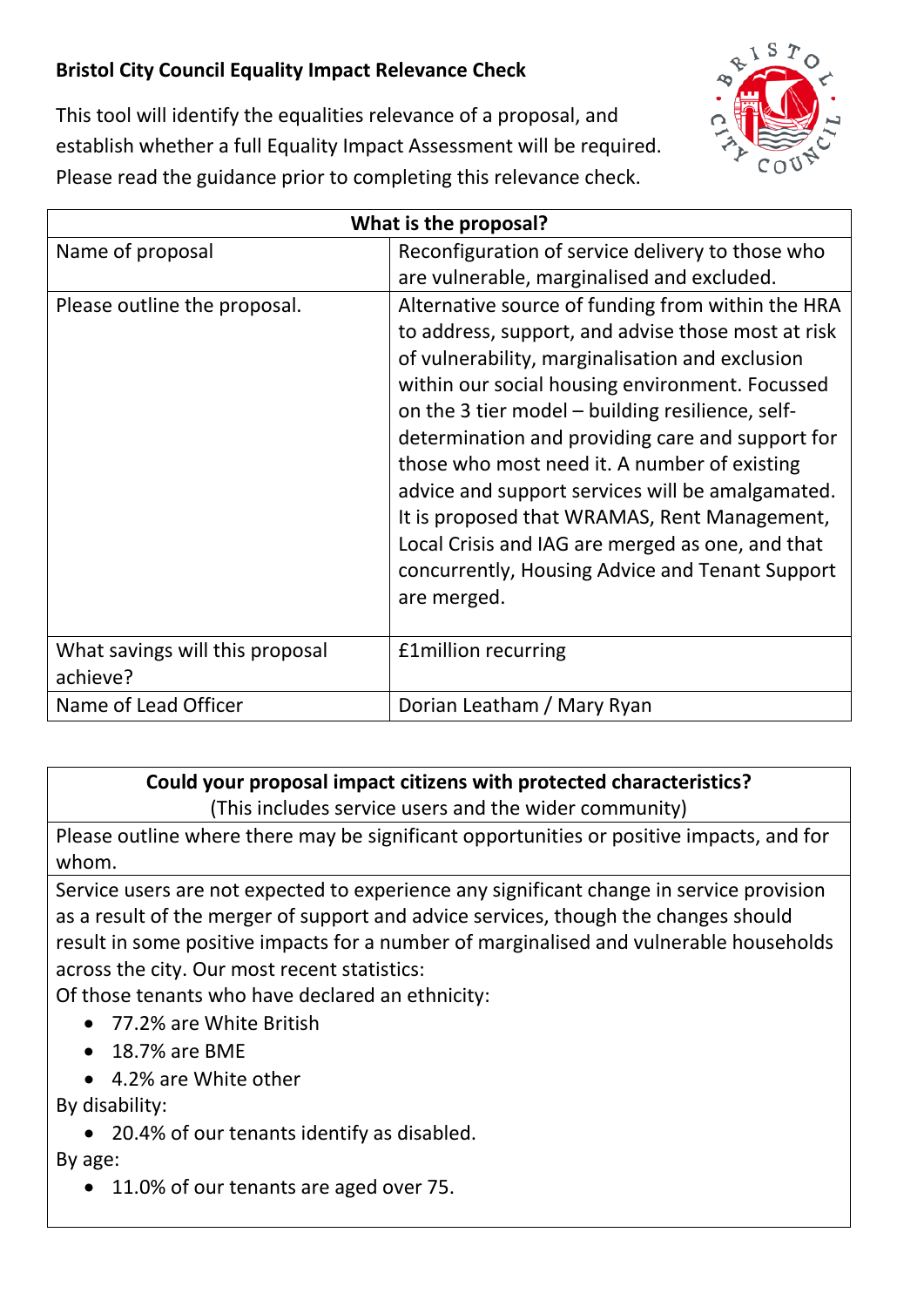**Bristol City Council Equality Impact Relevance Check**

This tool will identify the equalities relevance of a proposal, and establish whether a full Equality Impact Assessment will be required. Please read the guidance prior to completing this relevance check.

| What is the proposal? | |
|---|---|
| Name of proposal | Reconfiguration of service delivery to those who are vulnerable, marginalised and excluded. |
| Please outline the proposal. | Alternative source of funding from within the HRA to address, support, and advise those most at risk of vulnerability, marginalisation and exclusion within our social housing environment. Focussed on the 3 tier model – building resilience, self-determination and providing care and support for those who most need it. A number of existing advice and support services will be amalgamated. It is proposed that WRAMAS, Rent Management, Local Crisis and IAG are merged as one, and that concurrently, Housing Advice and Tenant Support are merged. |
| What savings will this proposal achieve? | £1million recurring |
| Name of Lead Officer | Dorian Leatham / Mary Ryan |

**Could your proposal impact citizens with protected characteristics?**
(This includes service users and the wider community)

Please outline where there may be significant opportunities or positive impacts, and for whom.

Service users are not expected to experience any significant change in service provision as a result of the merger of support and advice services, though the changes should result in some positive impacts for a number of marginalised and vulnerable households across the city. Our most recent statistics:

Of those tenants who have declared an ethnicity:

- 77.2% are White British
- 18.7% are BME
- 4.2% are White other

By disability:

- 20.4% of our tenants identify as disabled.

By age:

- 11.0% of our tenants are aged over 75.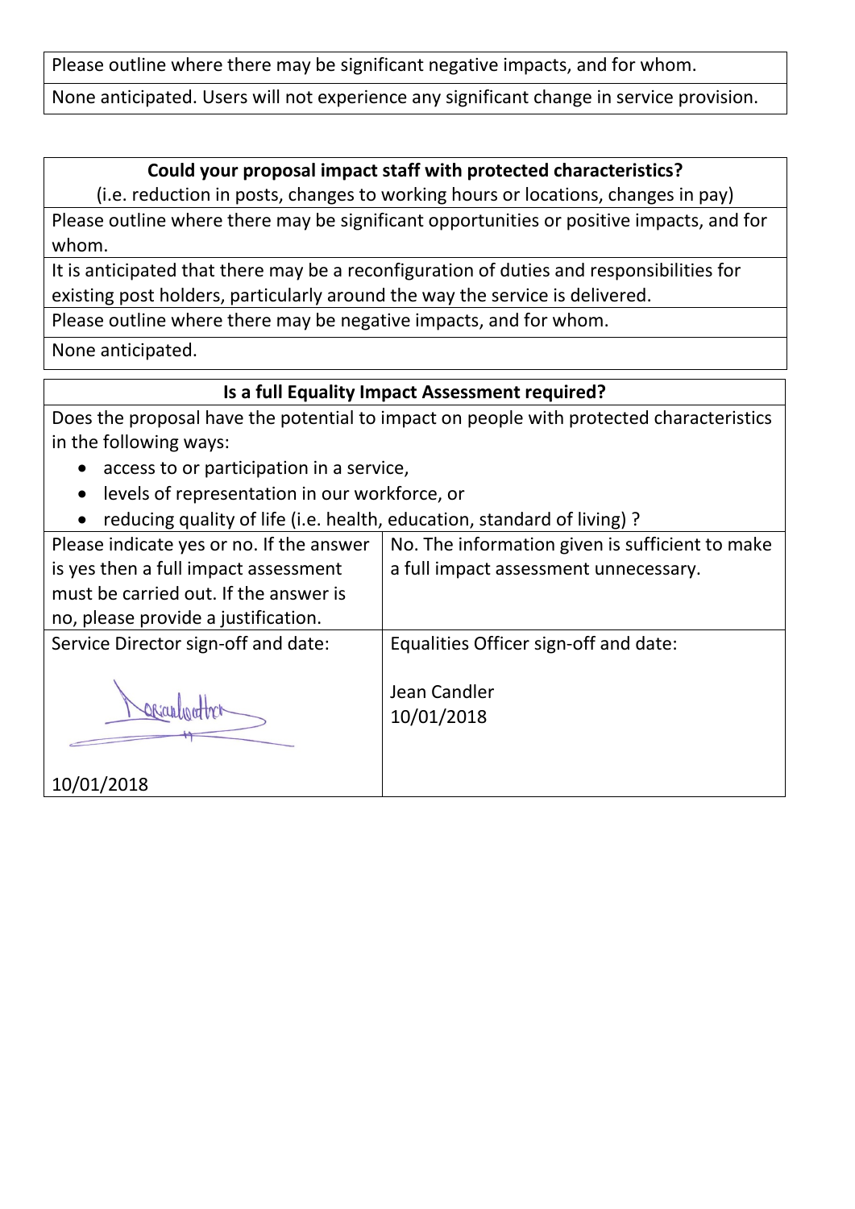| |
|---|
| Please outline where there may be significant negative impacts, and for whom. |
| None anticipated. Users will not experience any significant change in service provision. |

| **Could your proposal impact staff with protected characteristics?** (i.e. reduction in posts, changes to working hours or locations, changes in pay) |
|---|
| Please outline where there may be significant opportunities or positive impacts, and for whom. |
| It is anticipated that there may be a reconfiguration of duties and responsibilities for existing post holders, particularly around the way the service is delivered. |
| Please outline where there may be negative impacts, and for whom. |
| None anticipated. |

| **Is a full Equality Impact Assessment required?** | |
|---|---|
| Does the proposal have the potential to impact on people with protected characteristics in the following ways: <br>• access to or participation in a service, <br>• levels of representation in our workforce, or <br>• reducing quality of life (i.e. health, education, standard of living) ? | |
| Please indicate yes or no. If the answer is yes then a full impact assessment must be carried out. If the answer is no, please provide a justification. | No. The information given is sufficient to make a full impact assessment unnecessary. |
| Service Director sign-off and date: <br><br>10/01/2018 | Equalities Officer sign-off and date: <br><br>Jean Candler <br>10/01/2018 |